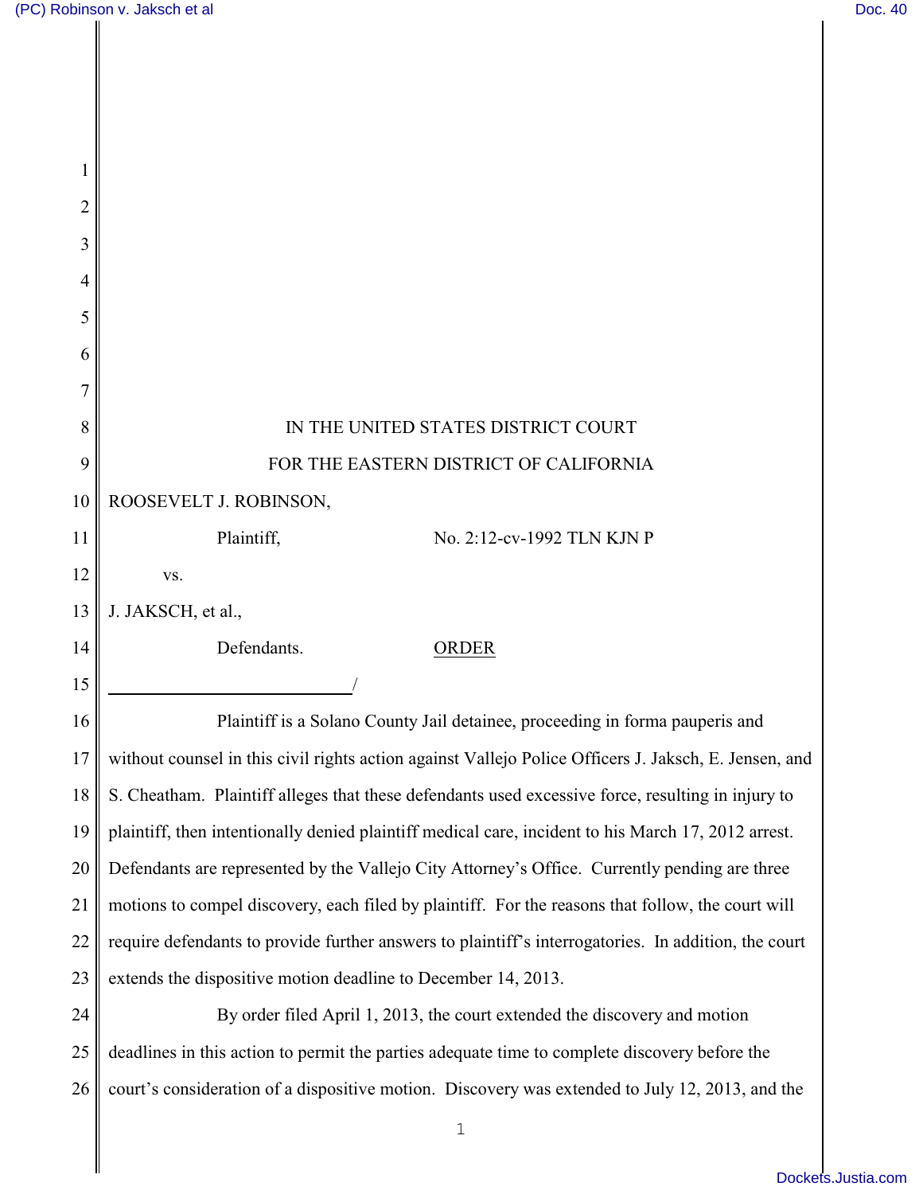IN THE UNITED STATES DISTRICT COURT

FOR THE EASTERN DISTRICT OF CALIFORNIA

ROOSEVELT J. ROBINSON,

Plaintiff, No. 2:12-cv-1992 TLN KJN P

vs.

J. JAKSCH, et al.,

Defendants. ORDER

_____________________________/

Plaintiff is a Solano County Jail detainee, proceeding in forma pauperis and without counsel in this civil rights action against Vallejo Police Officers J. Jaksch, E. Jensen, and S. Cheatham. Plaintiff alleges that these defendants used excessive force, resulting in injury to plaintiff, then intentionally denied plaintiff medical care, incident to his March 17, 2012 arrest. Defendants are represented by the Vallejo City Attorney's Office. Currently pending are three motions to compel discovery, each filed by plaintiff. For the reasons that follow, the court will require defendants to provide further answers to plaintiff's interrogatories. In addition, the court extends the dispositive motion deadline to December 14, 2013.

By order filed April 1, 2013, the court extended the discovery and motion deadlines in this action to permit the parties adequate time to complete discovery before the court's consideration of a dispositive motion. Discovery was extended to July 12, 2013, and the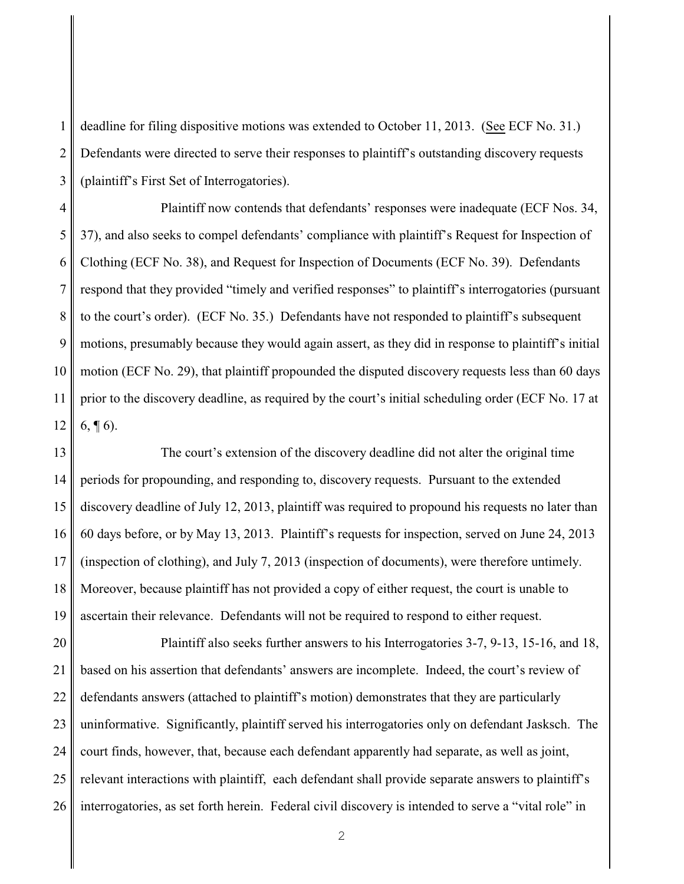deadline for filing dispositive motions was extended to October 11, 2013. (See ECF No. 31.) Defendants were directed to serve their responses to plaintiff's outstanding discovery requests (plaintiff's First Set of Interrogatories).

Plaintiff now contends that defendants' responses were inadequate (ECF Nos. 34, 37), and also seeks to compel defendants' compliance with plaintiff's Request for Inspection of Clothing (ECF No. 38), and Request for Inspection of Documents (ECF No. 39). Defendants respond that they provided "timely and verified responses" to plaintiff's interrogatories (pursuant to the court's order). (ECF No. 35.) Defendants have not responded to plaintiff's subsequent motions, presumably because they would again assert, as they did in response to plaintiff's initial motion (ECF No. 29), that plaintiff propounded the disputed discovery requests less than 60 days prior to the discovery deadline, as required by the court's initial scheduling order (ECF No. 17 at 6, ¶ 6).

The court's extension of the discovery deadline did not alter the original time periods for propounding, and responding to, discovery requests. Pursuant to the extended discovery deadline of July 12, 2013, plaintiff was required to propound his requests no later than 60 days before, or by May 13, 2013. Plaintiff's requests for inspection, served on June 24, 2013 (inspection of clothing), and July 7, 2013 (inspection of documents), were therefore untimely. Moreover, because plaintiff has not provided a copy of either request, the court is unable to ascertain their relevance. Defendants will not be required to respond to either request.

Plaintiff also seeks further answers to his Interrogatories 3-7, 9-13, 15-16, and 18, based on his assertion that defendants' answers are incomplete. Indeed, the court's review of defendants answers (attached to plaintiff's motion) demonstrates that they are particularly uninformative. Significantly, plaintiff served his interrogatories only on defendant Jasksch. The court finds, however, that, because each defendant apparently had separate, as well as joint, relevant interactions with plaintiff, each defendant shall provide separate answers to plaintiff's interrogatories, as set forth herein. Federal civil discovery is intended to serve a "vital role" in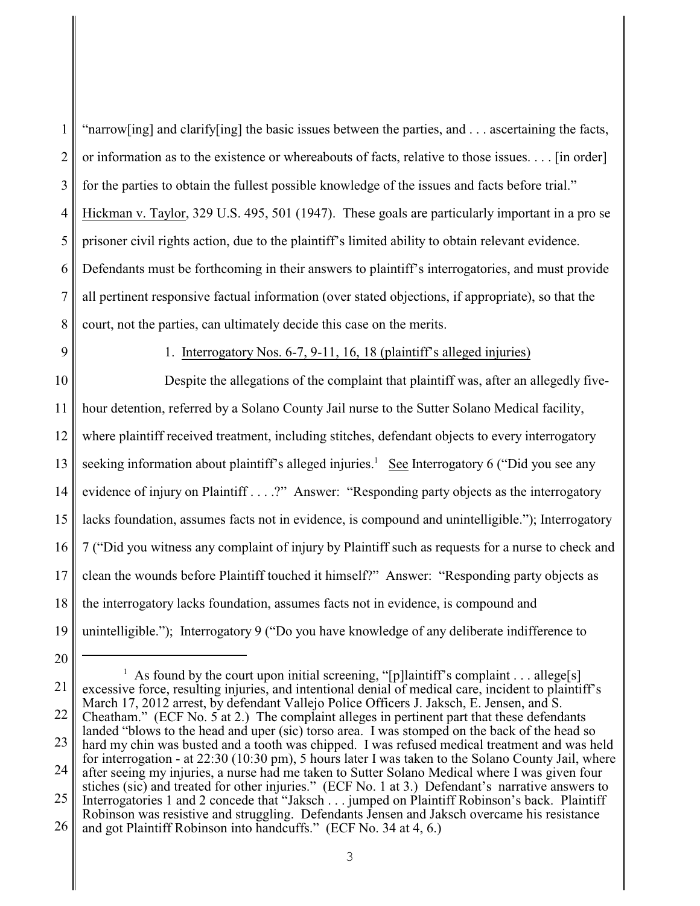"narrow[ing] and clarify[ing] the basic issues between the parties, and . . . ascertaining the facts, or information as to the existence or whereabouts of facts, relative to those issues. . . . [in order] for the parties to obtain the fullest possible knowledge of the issues and facts before trial." Hickman v. Taylor, 329 U.S. 495, 501 (1947). These goals are particularly important in a pro se prisoner civil rights action, due to the plaintiff's limited ability to obtain relevant evidence. Defendants must be forthcoming in their answers to plaintiff's interrogatories, and must provide all pertinent responsive factual information (over stated objections, if appropriate), so that the court, not the parties, can ultimately decide this case on the merits.

1. Interrogatory Nos. 6-7, 9-11, 16, 18 (plaintiff's alleged injuries)

Despite the allegations of the complaint that plaintiff was, after an allegedly five-hour detention, referred by a Solano County Jail nurse to the Sutter Solano Medical facility, where plaintiff received treatment, including stitches, defendant objects to every interrogatory seeking information about plaintiff's alleged injuries.[1] See Interrogatory 6 ("Did you see any evidence of injury on Plaintiff . . . .?" Answer: "Responding party objects as the interrogatory lacks foundation, assumes facts not in evidence, is compound and unintelligible."); Interrogatory 7 ("Did you witness any complaint of injury by Plaintiff such as requests for a nurse to check and clean the wounds before Plaintiff touched it himself?" Answer: "Responding party objects as the interrogatory lacks foundation, assumes facts not in evidence, is compound and unintelligible."); Interrogatory 9 ("Do you have knowledge of any deliberate indifference to

---

[1] As found by the court upon initial screening, "[p]laintiff's complaint . . . allege[s] excessive force, resulting injuries, and intentional denial of medical care, incident to plaintiff's March 17, 2012 arrest, by defendant Vallejo Police Officers J. Jaksch, E. Jensen, and S. Cheatham." (ECF No. 5 at 2.) The complaint alleges in pertinent part that these defendants landed "blows to the head and uper (sic) torso area. I was stomped on the back of the head so hard my chin was busted and a tooth was chipped. I was refused medical treatment and was held for interrogation - at 22:30 (10:30 pm), 5 hours later I was taken to the Solano County Jail, where after seeing my injuries, a nurse had me taken to Sutter Solano Medical where I was given four stiches (sic) and treated for other injuries." (ECF No. 1 at 3.) Defendant's narrative answers to Interrogatories 1 and 2 concede that "Jaksch . . . jumped on Plaintiff Robinson's back. Plaintiff Robinson was resistive and struggling. Defendants Jensen and Jaksch overcame his resistance and got Plaintiff Robinson into handcuffs." (ECF No. 34 at 4, 6.)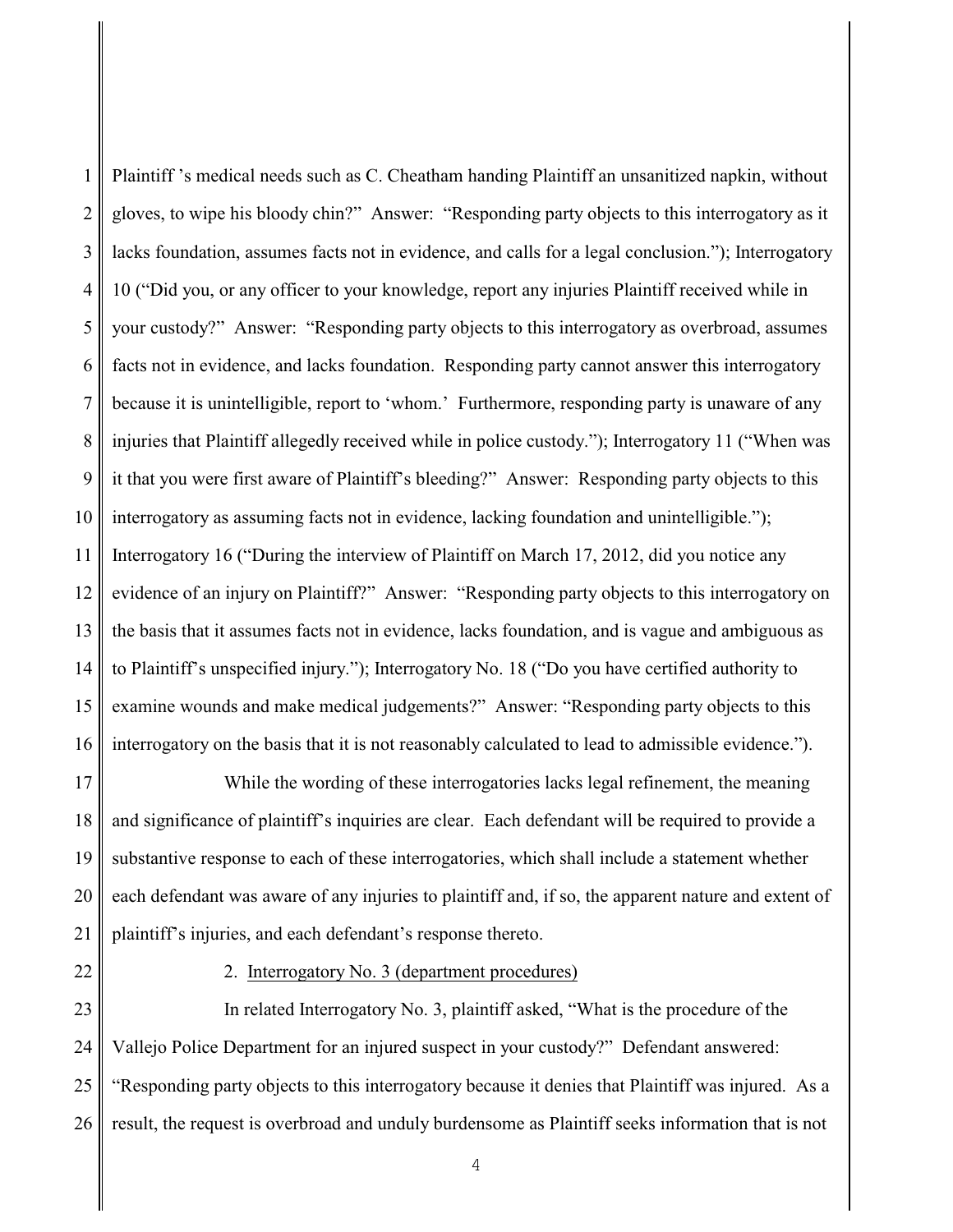Plaintiff 's medical needs such as C. Cheatham handing Plaintiff an unsanitized napkin, without gloves, to wipe his bloody chin?" Answer: "Responding party objects to this interrogatory as it lacks foundation, assumes facts not in evidence, and calls for a legal conclusion."); Interrogatory 10 ("Did you, or any officer to your knowledge, report any injuries Plaintiff received while in your custody?" Answer: "Responding party objects to this interrogatory as overbroad, assumes facts not in evidence, and lacks foundation. Responding party cannot answer this interrogatory because it is unintelligible, report to 'whom.' Furthermore, responding party is unaware of any injuries that Plaintiff allegedly received while in police custody."); Interrogatory 11 ("When was it that you were first aware of Plaintiff's bleeding?" Answer: Responding party objects to this interrogatory as assuming facts not in evidence, lacking foundation and unintelligible."); Interrogatory 16 ("During the interview of Plaintiff on March 17, 2012, did you notice any evidence of an injury on Plaintiff?" Answer: "Responding party objects to this interrogatory on the basis that it assumes facts not in evidence, lacks foundation, and is vague and ambiguous as to Plaintiff's unspecified injury."); Interrogatory No. 18 ("Do you have certified authority to examine wounds and make medical judgements?" Answer: "Responding party objects to this interrogatory on the basis that it is not reasonably calculated to lead to admissible evidence.").

While the wording of these interrogatories lacks legal refinement, the meaning and significance of plaintiff's inquiries are clear. Each defendant will be required to provide a substantive response to each of these interrogatories, which shall include a statement whether each defendant was aware of any injuries to plaintiff and, if so, the apparent nature and extent of plaintiff's injuries, and each defendant's response thereto.

2. Interrogatory No. 3 (department procedures)

In related Interrogatory No. 3, plaintiff asked, "What is the procedure of the Vallejo Police Department for an injured suspect in your custody?" Defendant answered: "Responding party objects to this interrogatory because it denies that Plaintiff was injured. As a result, the request is overbroad and unduly burdensome as Plaintiff seeks information that is not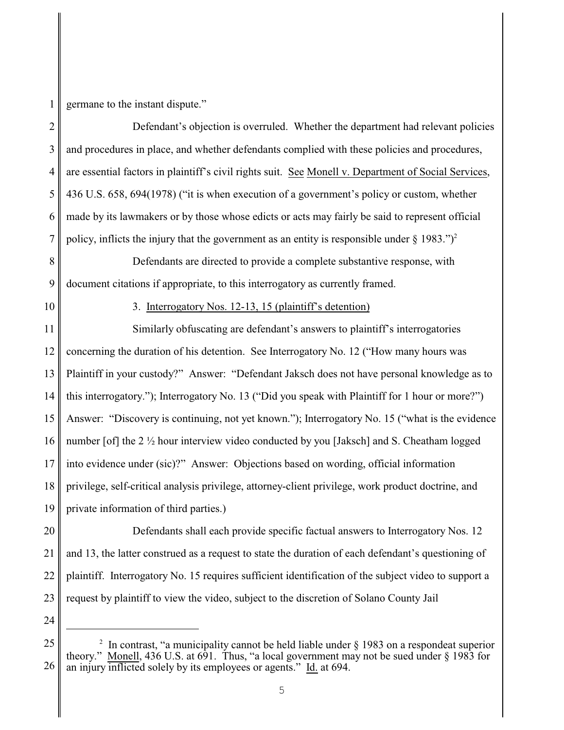germane to the instant dispute."

Defendant's objection is overruled. Whether the department had relevant policies and procedures in place, and whether defendants complied with these policies and procedures, are essential factors in plaintiff's civil rights suit. See Monell v. Department of Social Services, 436 U.S. 658, 694(1978) ("it is when execution of a government's policy or custom, whether made by its lawmakers or by those whose edicts or acts may fairly be said to represent official policy, inflicts the injury that the government as an entity is responsible under § 1983.")[2]

Defendants are directed to provide a complete substantive response, with document citations if appropriate, to this interrogatory as currently framed.

3. Interrogatory Nos. 12-13, 15 (plaintiff's detention)

Similarly obfuscating are defendant's answers to plaintiff's interrogatories concerning the duration of his detention. See Interrogatory No. 12 ("How many hours was Plaintiff in your custody?" Answer: "Defendant Jaksch does not have personal knowledge as to this interrogatory."); Interrogatory No. 13 ("Did you speak with Plaintiff for 1 hour or more?") Answer: "Discovery is continuing, not yet known."); Interrogatory No. 15 ("what is the evidence number [of] the 2 ½ hour interview video conducted by you [Jaksch] and S. Cheatham logged into evidence under (sic)?" Answer: Objections based on wording, official information privilege, self-critical analysis privilege, attorney-client privilege, work product doctrine, and private information of third parties.)

Defendants shall each provide specific factual answers to Interrogatory Nos. 12 and 13, the latter construed as a request to state the duration of each defendant's questioning of plaintiff. Interrogatory No. 15 requires sufficient identification of the subject video to support a request by plaintiff to view the video, subject to the discretion of Solano County Jail

---

[2] In contrast, "a municipality cannot be held liable under § 1983 on a respondeat superior theory." Monell, 436 U.S. at 691. Thus, "a local government may not be sued under § 1983 for an injury inflicted solely by its employees or agents." Id. at 694.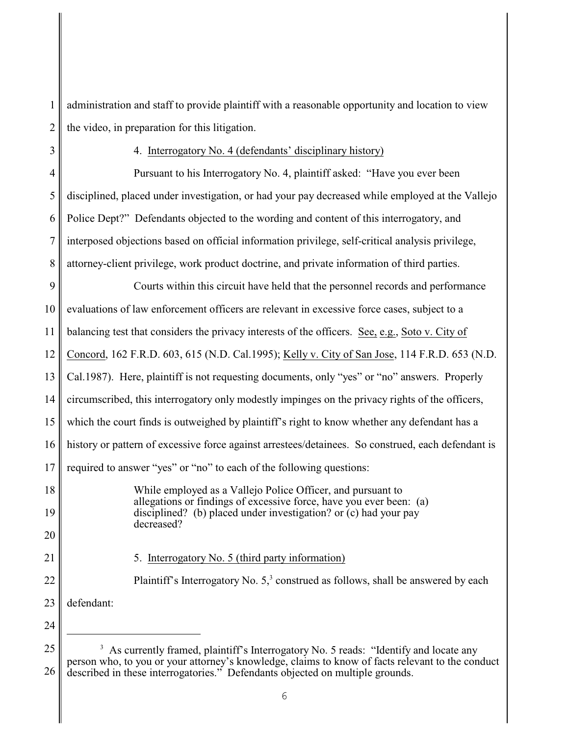administration and staff to provide plaintiff with a reasonable opportunity and location to view the video, in preparation for this litigation.

4. Interrogatory No. 4 (defendants' disciplinary history)

Pursuant to his Interrogatory No. 4, plaintiff asked: "Have you ever been disciplined, placed under investigation, or had your pay decreased while employed at the Vallejo Police Dept?" Defendants objected to the wording and content of this interrogatory, and interposed objections based on official information privilege, self-critical analysis privilege, attorney-client privilege, work product doctrine, and private information of third parties.

Courts within this circuit have held that the personnel records and performance evaluations of law enforcement officers are relevant in excessive force cases, subject to a balancing test that considers the privacy interests of the officers. See, e.g., Soto v. City of Concord, 162 F.R.D. 603, 615 (N.D. Cal.1995); Kelly v. City of San Jose, 114 F.R.D. 653 (N.D. Cal.1987). Here, plaintiff is not requesting documents, only "yes" or "no" answers. Properly circumscribed, this interrogatory only modestly impinges on the privacy rights of the officers, which the court finds is outweighed by plaintiff's right to know whether any defendant has a history or pattern of excessive force against arrestees/detainees. So construed, each defendant is required to answer "yes" or "no" to each of the following questions:

> While employed as a Vallejo Police Officer, and pursuant to allegations or findings of excessive force, have you ever been: (a) disciplined? (b) placed under investigation? or (c) had your pay decreased?

5. Interrogatory No. 5 (third party information)

Plaintiff's Interrogatory No. 5,[3] construed as follows, shall be answered by each defendant:

---

[3] As currently framed, plaintiff's Interrogatory No. 5 reads: "Identify and locate any person who, to you or your attorney's knowledge, claims to know of facts relevant to the conduct described in these interrogatories." Defendants objected on multiple grounds.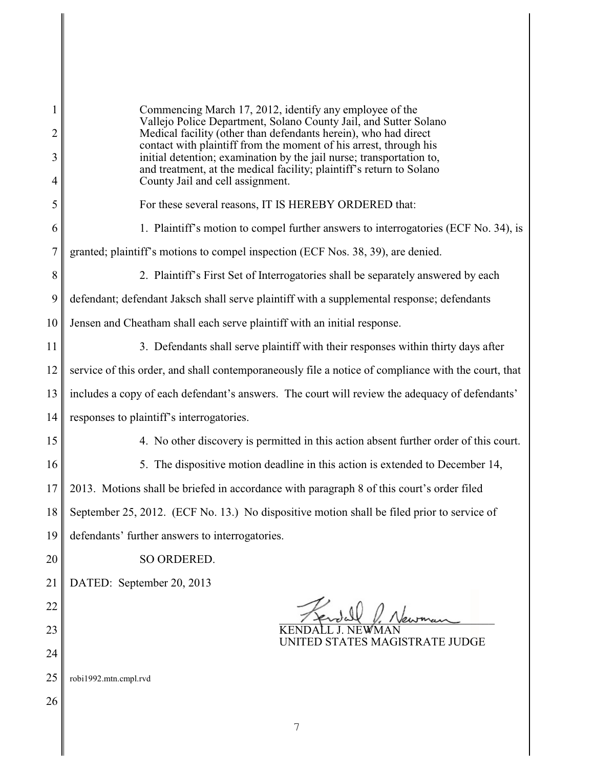> Commencing March 17, 2012, identify any employee of the Vallejo Police Department, Solano County Jail, and Sutter Solano Medical facility (other than defendants herein), who had direct contact with plaintiff from the moment of his arrest, through his initial detention; examination by the jail nurse; transportation to, and treatment, at the medical facility; plaintiff's return to Solano County Jail and cell assignment.

For these several reasons, IT IS HEREBY ORDERED that:

1. Plaintiff's motion to compel further answers to interrogatories (ECF No. 34), is granted; plaintiff's motions to compel inspection (ECF Nos. 38, 39), are denied.

2. Plaintiff's First Set of Interrogatories shall be separately answered by each defendant; defendant Jaksch shall serve plaintiff with a supplemental response; defendants Jensen and Cheatham shall each serve plaintiff with an initial response.

3. Defendants shall serve plaintiff with their responses within thirty days after service of this order, and shall contemporaneously file a notice of compliance with the court, that includes a copy of each defendant's answers. The court will review the adequacy of defendants' responses to plaintiff's interrogatories.

4. No other discovery is permitted in this action absent further order of this court.

5. The dispositive motion deadline in this action is extended to December 14, 2013. Motions shall be briefed in accordance with paragraph 8 of this court's order filed September 25, 2012. (ECF No. 13.) No dispositive motion shall be filed prior to service of defendants' further answers to interrogatories.

SO ORDERED.

DATED: September 20, 2013

KENDALL J. NEWMAN
UNITED STATES MAGISTRATE JUDGE

robi1992.mtn.cmpl.rvd